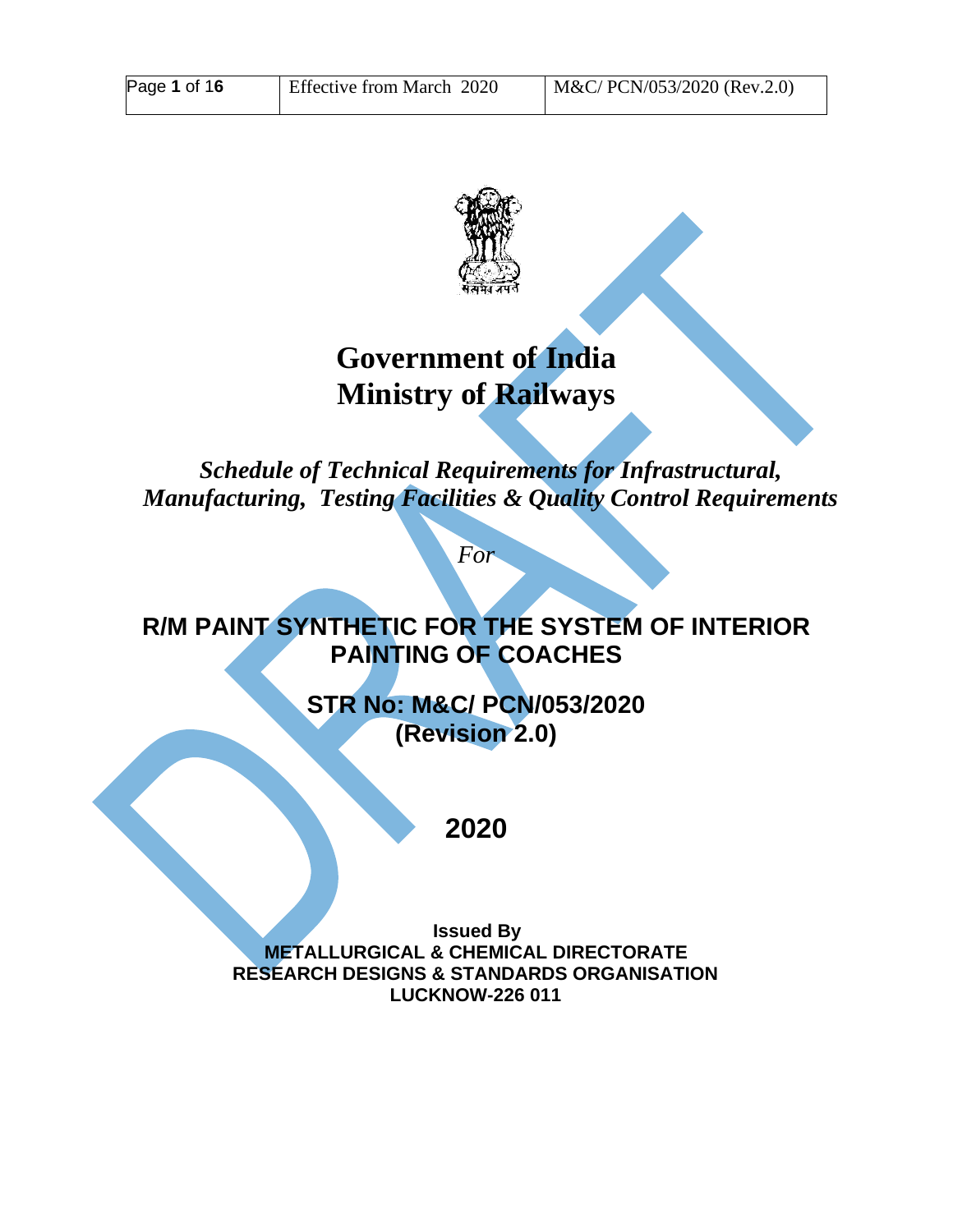# Government of India
# Ministry of Railways

*Schedule of Technical Requirements for Infrastructural, Manufacturing, Testing Facilities & Quality Control Requirements*

*For*

## R/M PAINT SYNTHETIC FOR THE SYSTEM OF INTERIOR PAINTING OF COACHES

**STR No: M&C/ PCN/053/2020**
**(Revision 2.0)**

**2020**

**Issued By**
**METALLURGICAL & CHEMICAL DIRECTORATE**
**RESEARCH DESIGNS & STANDARDS ORGANISATION**
**LUCKNOW-226 011**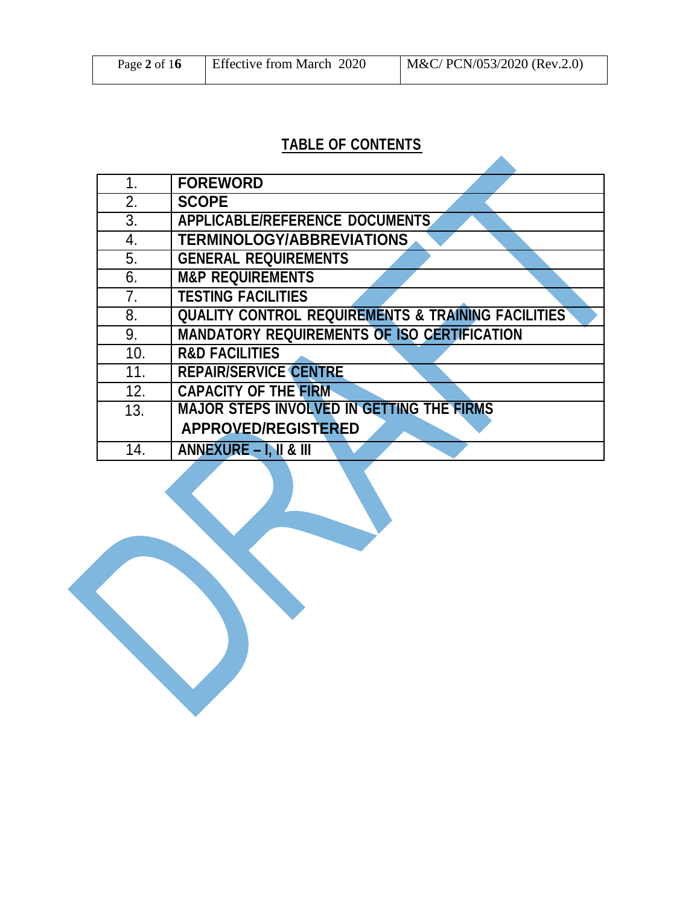## TABLE OF CONTENTS

| | |
|---|---|
| 1. | **FOREWORD** |
| 2. | **SCOPE** |
| 3. | **APPLICABLE/REFERENCE DOCUMENTS** |
| 4. | **TERMINOLOGY/ABBREVIATIONS** |
| 5. | **GENERAL REQUIREMENTS** |
| 6. | **M&P REQUIREMENTS** |
| 7. | **TESTING FACILITIES** |
| 8. | **QUALITY CONTROL REQUIREMENTS & TRAINING FACILITIES** |
| 9. | **MANDATORY REQUIREMENTS OF ISO CERTIFICATION** |
| 10. | **R&D FACILITIES** |
| 11. | **REPAIR/SERVICE CENTRE** |
| 12. | **CAPACITY OF THE FIRM** |
| 13. | **MAJOR STEPS INVOLVED IN GETTING THE FIRMS APPROVED/REGISTERED** |
| 14. | **ANNEXURE – I, II & III** |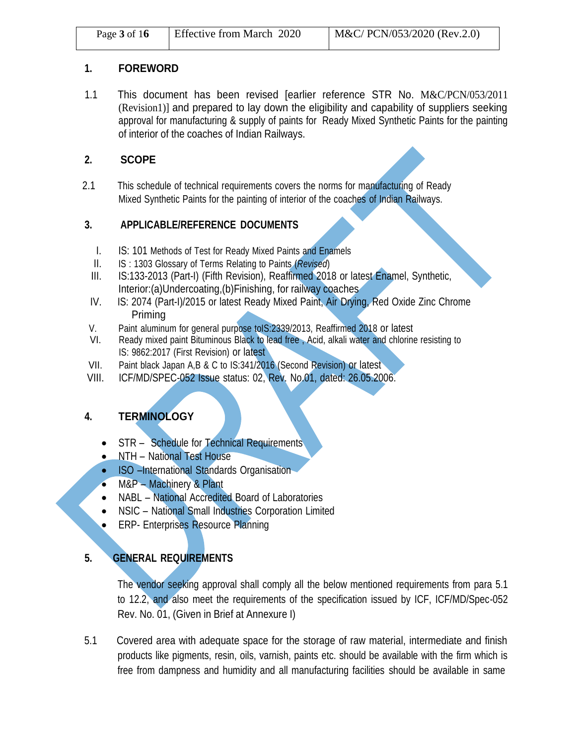## 1. FOREWORD

1.1 This document has been revised [earlier reference STR No. M&C/PCN/053/2011 (Revision1)] and prepared to lay down the eligibility and capability of suppliers seeking approval for manufacturing & supply of paints for Ready Mixed Synthetic Paints for the painting of interior of the coaches of Indian Railways.

## 2. SCOPE

2.1 This schedule of technical requirements covers the norms for manufacturing of Ready Mixed Synthetic Paints for the painting of interior of the coaches of Indian Railways.

## 3. APPLICABLE/REFERENCE DOCUMENTS

I. IS: 101 Methods of Test for Ready Mixed Paints and Enamels
II. IS : 1303 Glossary of Terms Relating to Paints (*Revised*)
III. IS:133-2013 (Part-I) (Fifth Revision), Reaffirmed 2018 or latest Enamel, Synthetic, Interior:(a)Undercoating,(b)Finishing, for railway coaches
IV. IS: 2074 (Part-I)/2015 or latest Ready Mixed Paint, Air Drying, Red Oxide Zinc Chrome Priming
V. Paint aluminum for general purpose toIS:2339/2013, Reaffirmed 2018 or latest
VI. Ready mixed paint Bituminous Black to lead free , Acid, alkali water and chlorine resisting to IS: 9862:2017 (First Revision) or latest
VII. Paint black Japan A,B & C to IS:341/2016 (Second Revision) or latest
VIII. ICF/MD/SPEC-052 Issue status: 02, Rev. No.01, dated: 26.05.2006.

## 4. TERMINOLOGY

- STR – Schedule for Technical Requirements
- NTH – National Test House
- ISO –International Standards Organisation
- M&P – Machinery & Plant
- NABL – National Accredited Board of Laboratories
- NSIC – National Small Industries Corporation Limited
- ERP- Enterprises Resource Planning

## 5. GENERAL REQUIREMENTS

The vendor seeking approval shall comply all the below mentioned requirements from para 5.1 to 12.2, and also meet the requirements of the specification issued by ICF, ICF/MD/Spec-052 Rev. No. 01, (Given in Brief at Annexure I)

5.1 Covered area with adequate space for the storage of raw material, intermediate and finish products like pigments, resin, oils, varnish, paints etc. should be available with the firm which is free from dampness and humidity and all manufacturing facilities should be available in same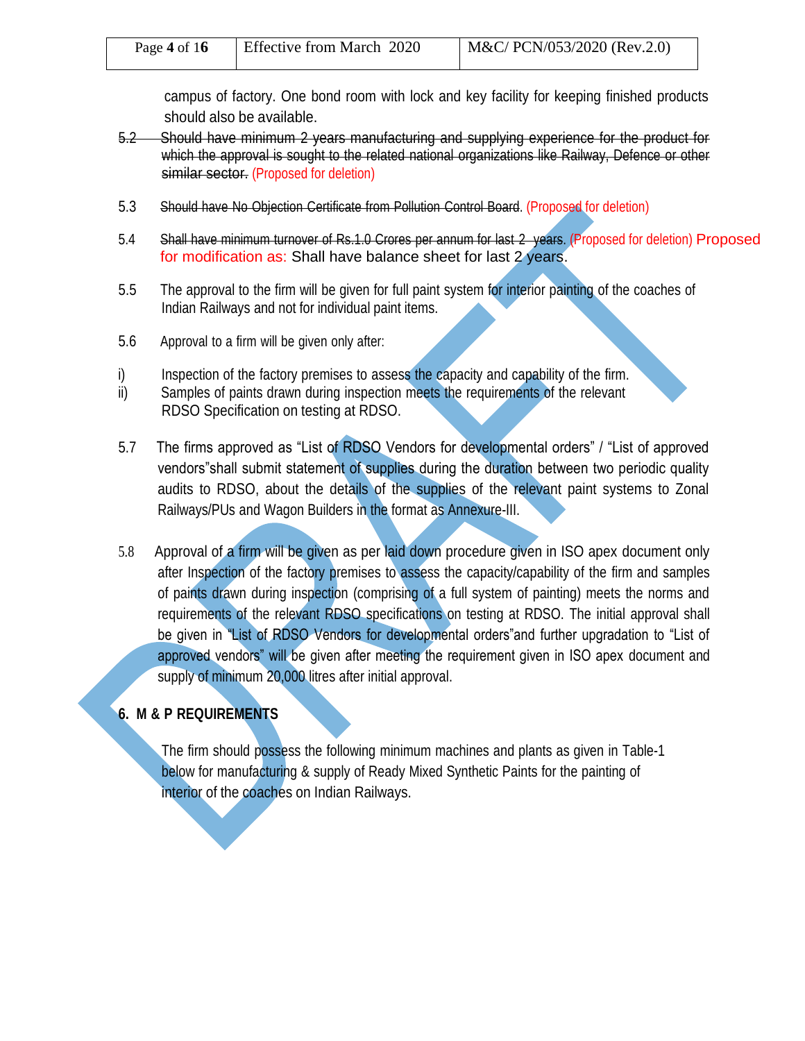campus of factory. One bond room with lock and key facility for keeping finished products should also be available.

5.2 ~~Should have minimum 2 years manufacturing and supplying experience for the product for which the approval is sought to the related national organizations like Railway, Defence or other similar sector.~~ (Proposed for deletion)

5.3 ~~Should have No Objection Certificate from Pollution Control Board.~~ (Proposed for deletion)

5.4 ~~Shall have minimum turnover of Rs.1.0 Crores per annum for last 2 years.~~ (Proposed for deletion) Proposed for modification as: Shall have balance sheet for last 2 years.

5.5 The approval to the firm will be given for full paint system for interior painting of the coaches of Indian Railways and not for individual paint items.

5.6 Approval to a firm will be given only after:

i) Inspection of the factory premises to assess the capacity and capability of the firm.
ii) Samples of paints drawn during inspection meets the requirements of the relevant RDSO Specification on testing at RDSO.

5.7 The firms approved as “List of RDSO Vendors for developmental orders” / “List of approved vendors”shall submit statement of supplies during the duration between two periodic quality audits to RDSO, about the details of the supplies of the relevant paint systems to Zonal Railways/PUs and Wagon Builders in the format as Annexure-III.

5.8 Approval of a firm will be given as per laid down procedure given in ISO apex document only after Inspection of the factory premises to assess the capacity/capability of the firm and samples of paints drawn during inspection (comprising of a full system of painting) meets the norms and requirements of the relevant RDSO specifications on testing at RDSO. The initial approval shall be given in “List of RDSO Vendors for developmental orders”and further upgradation to “List of approved vendors” will be given after meeting the requirement given in ISO apex document and supply of minimum 20,000 litres after initial approval.

## 6. M & P REQUIREMENTS

The firm should possess the following minimum machines and plants as given in Table-1 below for manufacturing & supply of Ready Mixed Synthetic Paints for the painting of interior of the coaches on Indian Railways.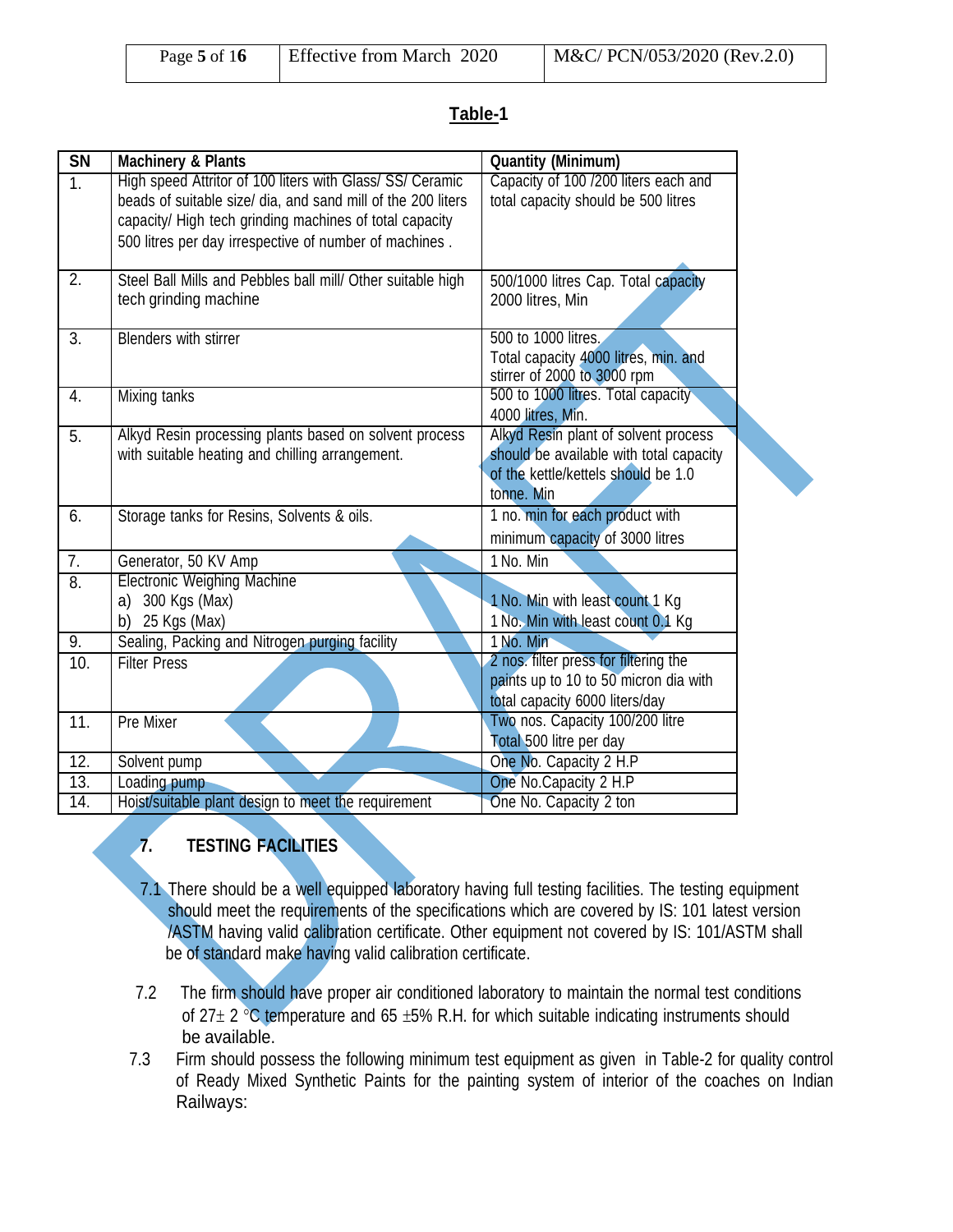## Table-1

| SN | Machinery & Plants | Quantity (Minimum) |
|---|---|---|
| 1. | High speed Attritor of 100 liters with Glass/ SS/ Ceramic beads of suitable size/ dia, and sand mill of the 200 liters capacity/ High tech grinding machines of total capacity 500 litres per day irrespective of number of machines . | Capacity of 100 /200 liters each and total capacity should be 500 litres |
| 2. | Steel Ball Mills and Pebbles ball mill/ Other suitable high tech grinding machine | 500/1000 litres Cap. Total capacity 2000 litres, Min |
| 3. | Blenders with stirrer | 500 to 1000 litres. Total capacity 4000 litres, min. and stirrer of 2000 to 3000 rpm |
| 4. | Mixing tanks | 500 to 1000 litres. Total capacity 4000 litres, Min. |
| 5. | Alkyd Resin processing plants based on solvent process with suitable heating and chilling arrangement. | Alkyd Resin plant of solvent process should be available with total capacity of the kettle/kettels should be 1.0 tonne. Min |
| 6. | Storage tanks for Resins, Solvents & oils. | 1 no. min for each product with minimum capacity of 3000 litres |
| 7. | Generator, 50 KV Amp | 1 No. Min |
| 8. | Electronic Weighing Machine<br>a) 300 Kgs (Max)<br>b) 25 Kgs (Max) | <br>1 No. Min with least count 1 Kg<br>1 No. Min with least count 0.1 Kg |
| 9. | Sealing, Packing and Nitrogen purging facility | 1 No. Min |
| 10. | Filter Press | 2 nos. filter press for filtering the paints up to 10 to 50 micron dia with total capacity 6000 liters/day |
| 11. | Pre Mixer | Two nos. Capacity 100/200 litre Total 500 litre per day |
| 12. | Solvent pump | One No. Capacity 2 H.P |
| 13. | Loading pump | One No.Capacity 2 H.P |
| 14. | Hoist/suitable plant design to meet the requirement | One No. Capacity 2 ton |

## 7. TESTING FACILITIES

7.1 There should be a well equipped laboratory having full testing facilities. The testing equipment should meet the requirements of the specifications which are covered by IS: 101 latest version /ASTM having valid calibration certificate. Other equipment not covered by IS: 101/ASTM shall be of standard make having valid calibration certificate.

7.2 The firm should have proper air conditioned laboratory to maintain the normal test conditions of 27± 2 °C temperature and 65 ±5% R.H. for which suitable indicating instruments should be available.

7.3 Firm should possess the following minimum test equipment as given in Table-2 for quality control of Ready Mixed Synthetic Paints for the painting system of interior of the coaches on Indian Railways: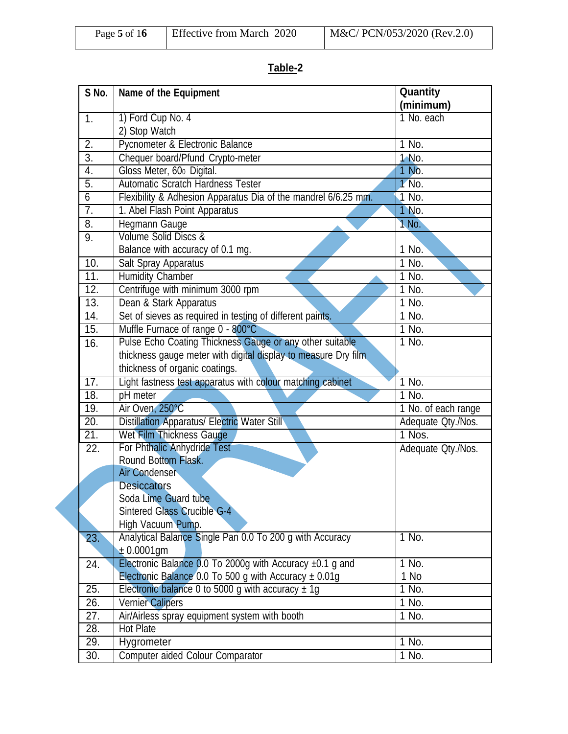## Table-2

| S No. | Name of the Equipment | Quantity (minimum) |
|---|---|---|
| 1. | 1) Ford Cup No. 4<br>2) Stop Watch | 1 No. each |
| 2. | Pycnometer & Electronic Balance | 1 No. |
| 3. | Chequer board/Pfund Crypto-meter | 1 No. |
| 4. | Gloss Meter, $60^{0}$ Digital. | 1 No. |
| 5. | Automatic Scratch Hardness Tester | 1 No. |
| 6 | Flexibility & Adhesion Apparatus Dia of the mandrel 6/6.25 mm. | 1 No. |
| 7. | 1. Abel Flash Point Apparatus | 1 No. |
| 8. | Hegmann Gauge | 1 No. |
| 9. | Volume Solid Discs &<br>Balance with accuracy of 0.1 mg. | 1 No. |
| 10. | Salt Spray Apparatus | 1 No. |
| 11. | Humidity Chamber | 1 No. |
| 12. | Centrifuge with minimum 3000 rpm | 1 No. |
| 13. | Dean & Stark Apparatus | 1 No. |
| 14. | Set of sieves as required in testing of different paints. | 1 No. |
| 15. | Muffle Furnace of range 0 - 800°C | 1 No. |
| 16. | Pulse Echo Coating Thickness Gauge or any other suitable thickness gauge meter with digital display to measure Dry film thickness of organic coatings. | 1 No. |
| 17. | Light fastness test apparatus with colour matching cabinet | 1 No. |
| 18. | pH meter | 1 No. |
| 19. | Air Oven, 250°C | 1 No. of each range |
| 20. | Distillation Apparatus/ Electric Water Still | Adequate Qty./Nos. |
| 21. | Wet Film Thickness Gauge | 1 Nos. |
| 22. | For Phthalic Anhydride Test<br>Round Bottom Flask.<br>Air Condenser<br>Desiccators<br>Soda Lime Guard tube<br>Sintered Glass Crucible G-4<br>High Vacuum Pump. | Adequate Qty./Nos. |
| 23. | Analytical Balance Single Pan 0.0 To 200 g with Accuracy ± 0.0001gm | 1 No. |
| 24. | Electronic Balance 0.0 To 2000g with Accuracy ±0.1 g and<br>Electronic Balance 0.0 To 500 g with Accuracy ± 0.01g | 1 No.<br>1 No |
| 25. | Electronic balance 0 to 5000 g with accuracy ± 1g | 1 No. |
| 26. | Vernier Calipers | 1 No. |
| 27. | Air/Airless spray equipment system with booth | 1 No. |
| 28. | Hot Plate | |
| 29. | Hygrometer | 1 No. |
| 30. | Computer aided Colour Comparator | 1 No. |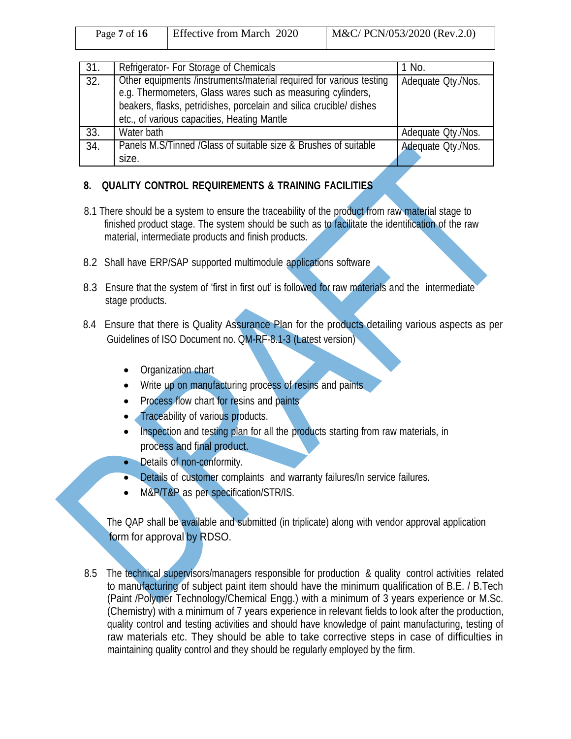| | | |
|---|---|---|
| 31. | Refrigerator- For Storage of Chemicals | 1 No. |
| 32. | Other equipments /instruments/material required for various testing e.g. Thermometers, Glass wares such as measuring cylinders, beakers, flasks, petridishes, porcelain and silica crucible/ dishes etc., of various capacities, Heating Mantle | Adequate Qty./Nos. |
| 33. | Water bath | Adequate Qty./Nos. |
| 34. | Panels M.S/Tinned /Glass of suitable size & Brushes of suitable size. | Adequate Qty./Nos. |

## 8. QUALITY CONTROL REQUIREMENTS & TRAINING FACILITIES

8.1 There should be a system to ensure the traceability of the product from raw material stage to finished product stage. The system should be such as to facilitate the identification of the raw material, intermediate products and finish products.

8.2 Shall have ERP/SAP supported multimodule applications software

8.3 Ensure that the system of 'first in first out' is followed for raw materials and the intermediate stage products.

8.4 Ensure that there is Quality Assurance Plan for the products detailing various aspects as per Guidelines of ISO Document no. QM-RF-8.1-3 (Latest version)

- Organization chart
- Write up on manufacturing process of resins and paints
- Process flow chart for resins and paints
- Traceability of various products.
- Inspection and testing plan for all the products starting from raw materials, in process and final product.
- Details of non-conformity.
- Details of customer complaints and warranty failures/In service failures.
- M&P/T&P as per specification/STR/IS.

The QAP shall be available and submitted (in triplicate) along with vendor approval application form for approval by RDSO.

8.5 The technical supervisors/managers responsible for production & quality control activities related to manufacturing of subject paint item should have the minimum qualification of B.E. / B.Tech (Paint /Polymer Technology/Chemical Engg.) with a minimum of 3 years experience or M.Sc. (Chemistry) with a minimum of 7 years experience in relevant fields to look after the production, quality control and testing activities and should have knowledge of paint manufacturing, testing of raw materials etc. They should be able to take corrective steps in case of difficulties in maintaining quality control and they should be regularly employed by the firm.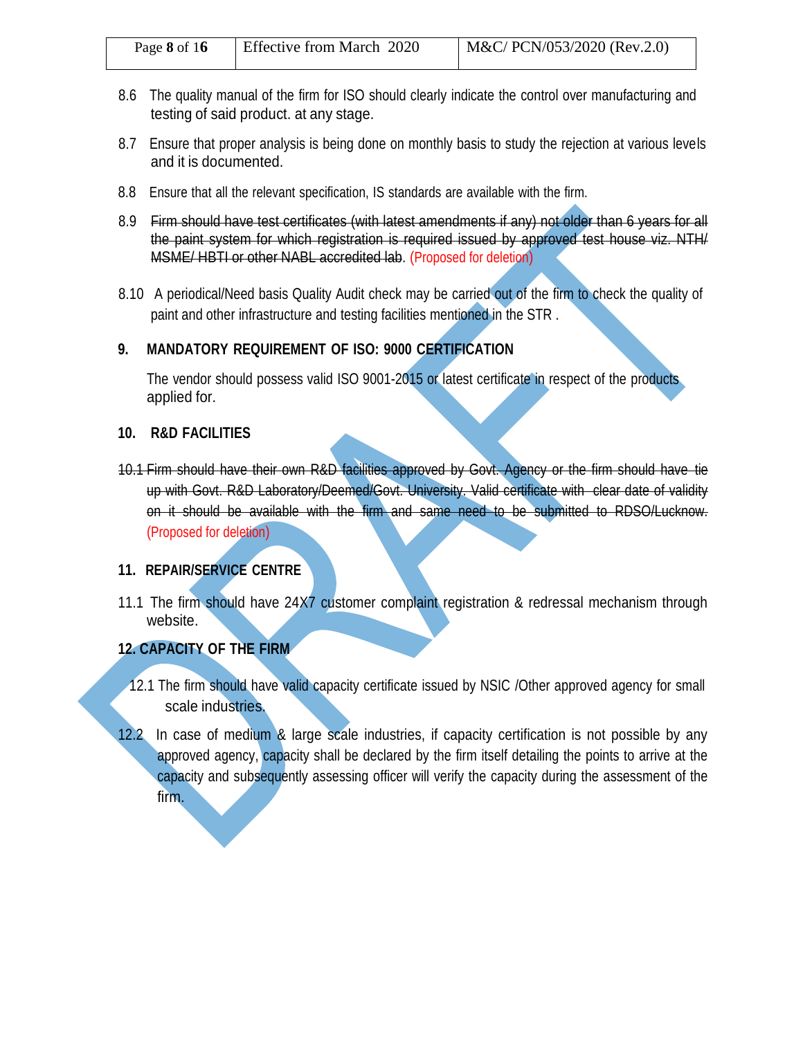8.6 The quality manual of the firm for ISO should clearly indicate the control over manufacturing and testing of said product. at any stage.

8.7 Ensure that proper analysis is being done on monthly basis to study the rejection at various levels and it is documented.

8.8 Ensure that all the relevant specification, IS standards are available with the firm.

8.9 ~~Firm should have test certificates (with latest amendments if any) not older than 6 years for all the paint system for which registration is required issued by approved test house viz. NTH/ MSME/ HBTI or other NABL accredited lab.~~ (Proposed for deletion)

8.10 A periodical/Need basis Quality Audit check may be carried out of the firm to check the quality of paint and other infrastructure and testing facilities mentioned in the STR .

## 9. MANDATORY REQUIREMENT OF ISO: 9000 CERTIFICATION

The vendor should possess valid ISO 9001-2015 or latest certificate in respect of the products applied for.

## 10. R&D FACILITIES

~~10.1 Firm should have their own R&D facilities approved by Govt. Agency or the firm should have tie up with Govt. R&D Laboratory/Deemed/Govt. University. Valid certificate with clear date of validity on it should be available with the firm and same need to be submitted to RDSO/Lucknow.~~ (Proposed for deletion)

## 11. REPAIR/SERVICE CENTRE

11.1 The firm should have 24X7 customer complaint registration & redressal mechanism through website.

## 12. CAPACITY OF THE FIRM

12.1 The firm should have valid capacity certificate issued by NSIC /Other approved agency for small scale industries.

12.2 In case of medium & large scale industries, if capacity certification is not possible by any approved agency, capacity shall be declared by the firm itself detailing the points to arrive at the capacity and subsequently assessing officer will verify the capacity during the assessment of the firm.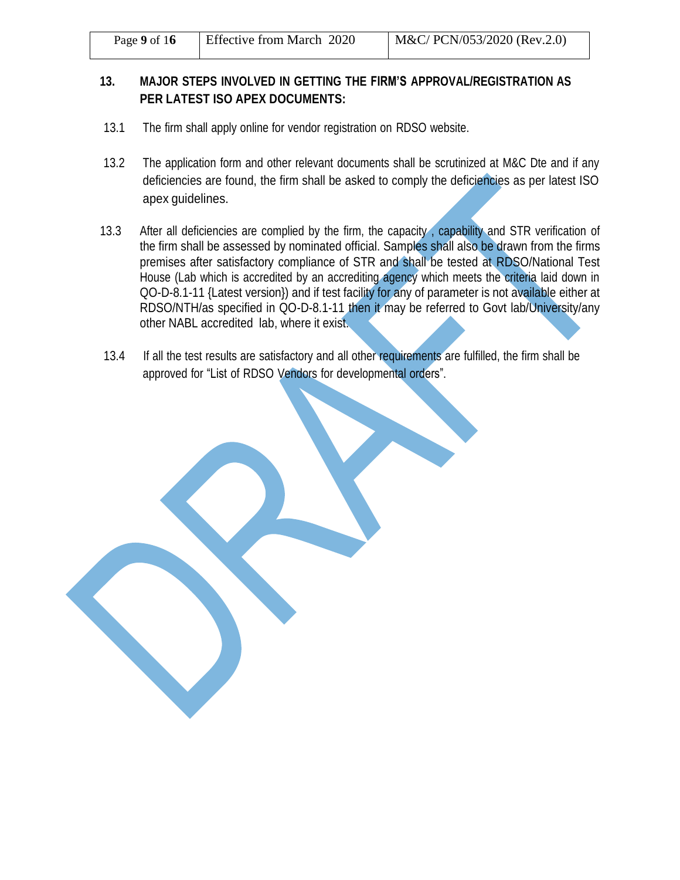## 13. MAJOR STEPS INVOLVED IN GETTING THE FIRM'S APPROVAL/REGISTRATION AS PER LATEST ISO APEX DOCUMENTS:

13.1 The firm shall apply online for vendor registration on RDSO website.

13.2 The application form and other relevant documents shall be scrutinized at M&C Dte and if any deficiencies are found, the firm shall be asked to comply the deficiencies as per latest ISO apex guidelines.

13.3 After all deficiencies are complied by the firm, the capacity , capability and STR verification of the firm shall be assessed by nominated official. Samples shall also be drawn from the firms premises after satisfactory compliance of STR and shall be tested at RDSO/National Test House (Lab which is accredited by an accrediting agency which meets the criteria laid down in QO-D-8.1-11 {Latest version}) and if test facility for any of parameter is not available either at RDSO/NTH/as specified in QO-D-8.1-11 then it may be referred to Govt lab/University/any other NABL accredited lab, where it exist.

13.4 If all the test results are satisfactory and all other requirements are fulfilled, the firm shall be approved for "List of RDSO Vendors for developmental orders".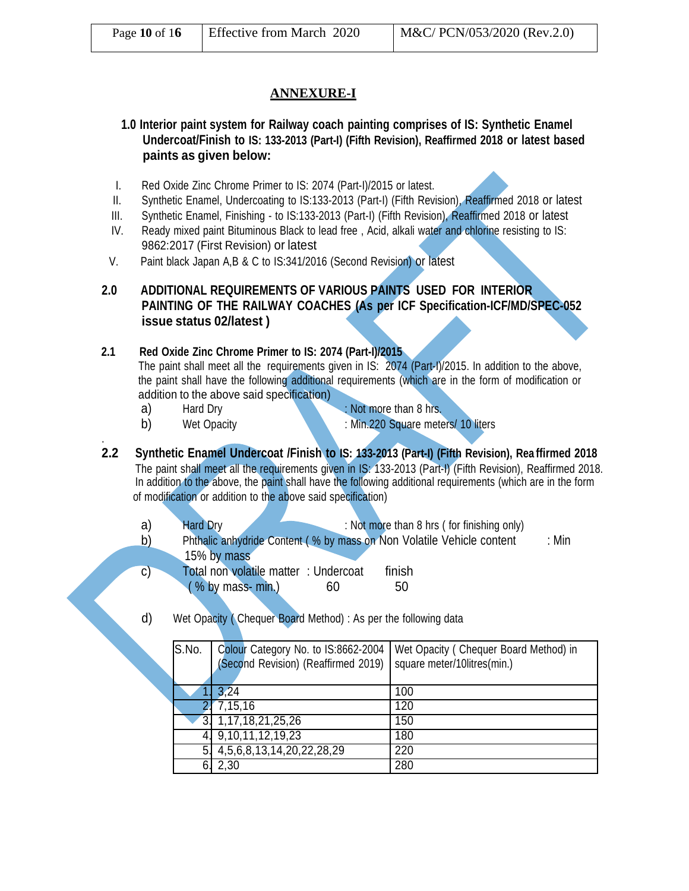## ANNEXURE-I

**1.0 Interior paint system for Railway coach painting comprises of IS: Synthetic Enamel Undercoat/Finish to IS: 133-2013 (Part-I) (Fifth Revision), Reaffirmed 2018 or latest based paints as given below:**

I. Red Oxide Zinc Chrome Primer to IS: 2074 (Part-I)/2015 or latest.
II. Synthetic Enamel, Undercoating to IS:133-2013 (Part-I) (Fifth Revision), Reaffirmed 2018 or latest
III. Synthetic Enamel, Finishing - to IS:133-2013 (Part-I) (Fifth Revision), Reaffirmed 2018 or latest
IV. Ready mixed paint Bituminous Black to lead free , Acid, alkali water and chlorine resisting to IS: 9862:2017 (First Revision) or latest
V. Paint black Japan A,B & C to IS:341/2016 (Second Revision) or latest

### 2.0 ADDITIONAL REQUIREMENTS OF VARIOUS PAINTS USED FOR INTERIOR PAINTING OF THE RAILWAY COACHES (As per ICF Specification-ICF/MD/SPEC-052 issue status 02/latest )

**2.1 Red Oxide Zinc Chrome Primer to IS: 2074 (Part-I)/2015**

The paint shall meet all the requirements given in IS: 2074 (Part-I)/2015. In addition to the above, the paint shall have the following additional requirements (which are in the form of modification or addition to the above said specification)

a) Hard Dry : Not more than 8 hrs.
b) Wet Opacity : Min.220 Square meters/ 10 liters

**2.2 Synthetic Enamel Undercoat /Finish to IS: 133-2013 (Part-I) (Fifth Revision), Reaffirmed 2018**

The paint shall meet all the requirements given in IS: 133-2013 (Part-I) (Fifth Revision), Reaffirmed 2018. In addition to the above, the paint shall have the following additional requirements (which are in the form of modification or addition to the above said specification)

a) Hard Dry : Not more than 8 hrs ( for finishing only)
b) Phthalic anhydride Content ( % by mass on Non Volatile Vehicle content : Min 15% by mass
c) Total non volatile matter ( % by mass- min.) : Undercoat 60, finish 50
d) Wet Opacity ( Chequer Board Method) : As per the following data

| S.No. | Colour Category No. to IS:8662-2004 (Second Revision) (Reaffirmed 2019) | Wet Opacity ( Chequer Board Method) in square meter/10litres(min.) |
|---|---|---|
| 1. | 3,24 | 100 |
| 2. | 7,15,16 | 120 |
| 3. | 1,17,18,21,25,26 | 150 |
| 4. | 9,10,11,12,19,23 | 180 |
| 5. | 4,5,6,8,13,14,20,22,28,29 | 220 |
| 6. | 2,30 | 280 |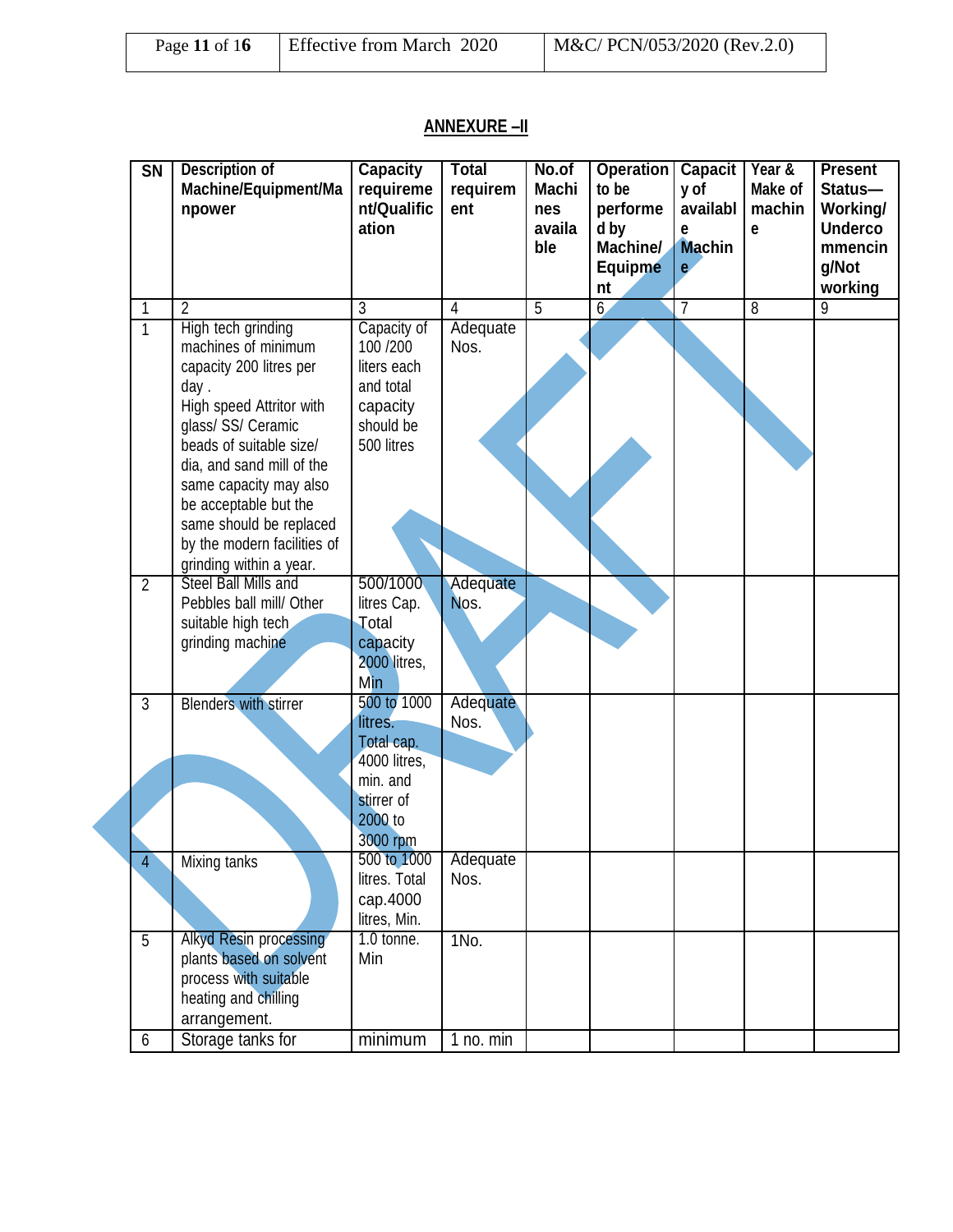## ANNEXURE –II

| SN | Description of Machine/Equipment/Manpower | Capacity requirement/Qualification | Total requirement | No.of Machines available | Operation to be performed by Machine/ Equipment | Capacity of available Machine | Year & Make of machine | Present Status—Working/ Undercommencing/Not working |
|---|---|---|---|---|---|---|---|---|
| 1 | 2 | 3 | 4 | 5 | 6 | 7 | 8 | 9 |
| 1 | High tech grinding machines of minimum capacity 200 litres per day . High speed Attritor with glass/ SS/ Ceramic beads of suitable size/ dia, and sand mill of the same capacity may also be acceptable but the same should be replaced by the modern facilities of grinding within a year. | Capacity of 100 /200 liters each and total capacity should be 500 litres | Adequate Nos. | | | | | |
| 2 | Steel Ball Mills and Pebbles ball mill/ Other suitable high tech grinding machine | 500/1000 litres Cap. Total capacity 2000 litres, Min | Adequate Nos. | | | | | |
| 3 | Blenders with stirrer | 500 to 1000 litres. Total cap. 4000 litres, min. and stirrer of 2000 to 3000 rpm | Adequate Nos. | | | | | |
| 4 | Mixing tanks | 500 to 1000 litres. Total cap.4000 litres, Min. | Adequate Nos. | | | | | |
| 5 | Alkyd Resin processing plants based on solvent process with suitable heating and chilling arrangement. | 1.0 tonne. Min | 1No. | | | | | |
| 6 | Storage tanks for | minimum | 1 no. min | | | | | |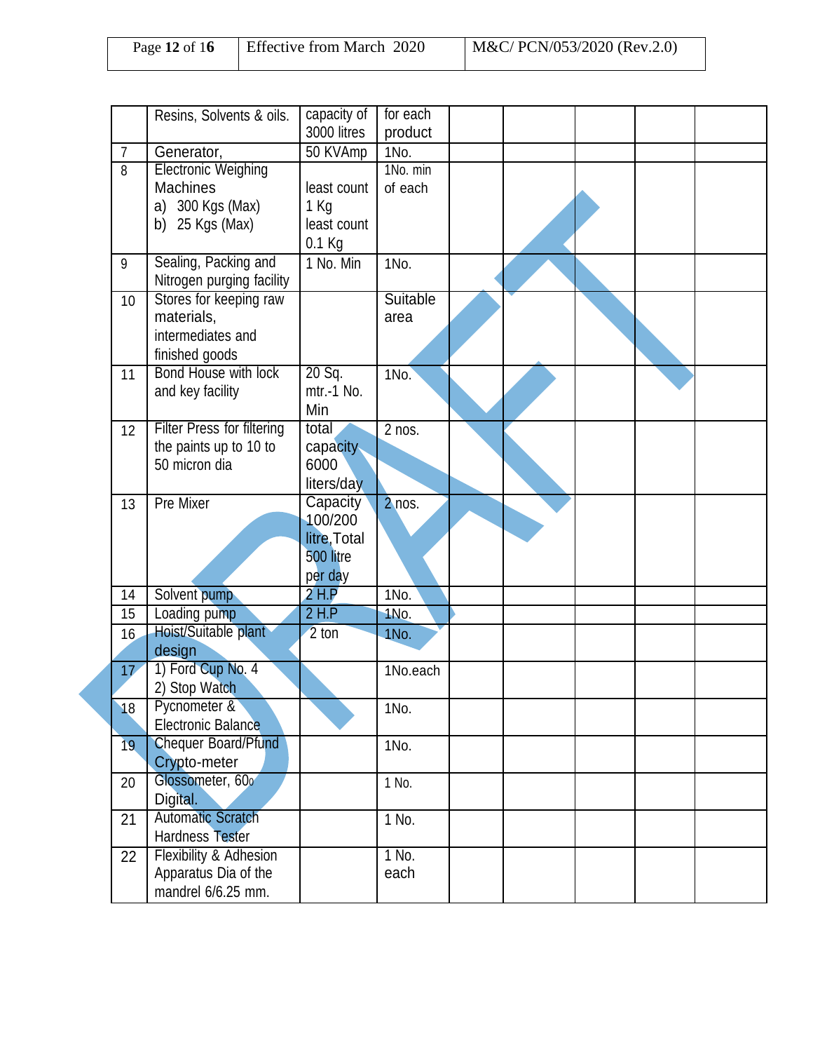|  |  |  |  |  |  |  |  |  |
|---|---|---|---|---|---|---|---|---|
|  | Resins, Solvents & oils. | capacity of 3000 litres | for each product |  |  |  |  |  |
| 7 | Generator, | 50 KVAmp | 1No. |  |  |  |  |  |
| 8 | Electronic Weighing Machines<br>a) 300 Kgs (Max)<br>b) 25 Kgs (Max) | least count 1 Kg<br>least count 0.1 Kg | 1No. min of each |  |  |  |  |  |
| 9 | Sealing, Packing and Nitrogen purging facility | 1 No. Min | 1No. |  |  |  |  |  |
| 10 | Stores for keeping raw materials, intermediates and finished goods |  | Suitable area |  |  |  |  |  |
| 11 | Bond House with lock and key facility | 20 Sq. mtr.-1 No. Min | 1No. |  |  |  |  |  |
| 12 | Filter Press for filtering the paints up to 10 to 50 micron dia | total capacity 6000 liters/day | 2 nos. |  |  |  |  |  |
| 13 | Pre Mixer | Capacity 100/200 litre,Total 500 litre per day | 2 nos. |  |  |  |  |  |
| 14 | Solvent pump | 2 H.P | 1No. |  |  |  |  |  |
| 15 | Loading pump | 2 H.P | 1No. |  |  |  |  |  |
| 16 | Hoist/Suitable plant design | 2 ton | 1No. |  |  |  |  |  |
| 17 | 1) Ford Cup No. 4<br>2) Stop Watch |  | 1No.each |  |  |  |  |  |
| 18 | Pycnometer & Electronic Balance |  | 1No. |  |  |  |  |  |
| 19 | Chequer Board/Pfund Crypto-meter |  | 1No. |  |  |  |  |  |
| 20 | Glossometer, $60_0$ Digital. |  | 1 No. |  |  |  |  |  |
| 21 | Automatic Scratch Hardness Tester |  | 1 No. |  |  |  |  |  |
| 22 | Flexibility & Adhesion Apparatus Dia of the mandrel 6/6.25 mm. |  | 1 No. each |  |  |  |  |  |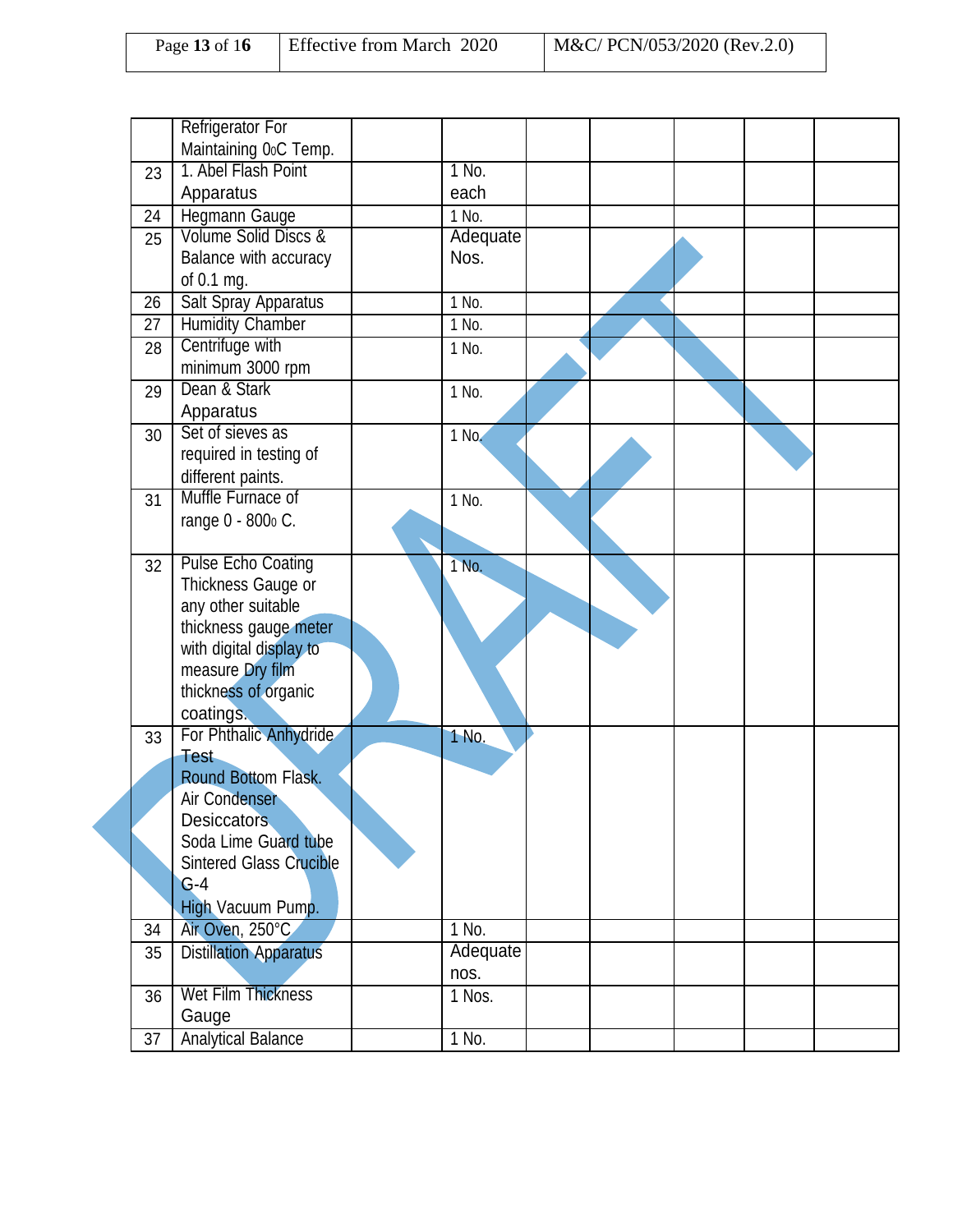| | | | | | | | | |
|---|---|---|---|---|---|---|---|---|
| | Refrigerator For Maintaining 0$^0$C Temp. | | | | | | | |
| 23 | 1. Abel Flash Point Apparatus | | 1 No. each | | | | | |
| 24 | Hegmann Gauge | | 1 No. | | | | | |
| 25 | Volume Solid Discs & Balance with accuracy of 0.1 mg. | | Adequate Nos. | | | | | |
| 26 | Salt Spray Apparatus | | 1 No. | | | | | |
| 27 | Humidity Chamber | | 1 No. | | | | | |
| 28 | Centrifuge with minimum 3000 rpm | | 1 No. | | | | | |
| 29 | Dean & Stark Apparatus | | 1 No. | | | | | |
| 30 | Set of sieves as required in testing of different paints. | | 1 No. | | | | | |
| 31 | Muffle Furnace of range 0 - 800$_0$ C. | | 1 No. | | | | | |
| 32 | Pulse Echo Coating Thickness Gauge or any other suitable thickness gauge meter with digital display to measure Dry film thickness of organic coatings. | | 1 No. | | | | | |
| 33 | For Phthalic Anhydride Test<br>Round Bottom Flask.<br>Air Condenser<br>Desiccators<br>Soda Lime Guard tube<br>Sintered Glass Crucible G-4<br>High Vacuum Pump. | | 1 No. | | | | | |
| 34 | Air Oven, 250°C | | 1 No. | | | | | |
| 35 | Distillation Apparatus | | Adequate nos. | | | | | |
| 36 | Wet Film Thickness Gauge | | 1 Nos. | | | | | |
| 37 | Analytical Balance | | 1 No. | | | | | |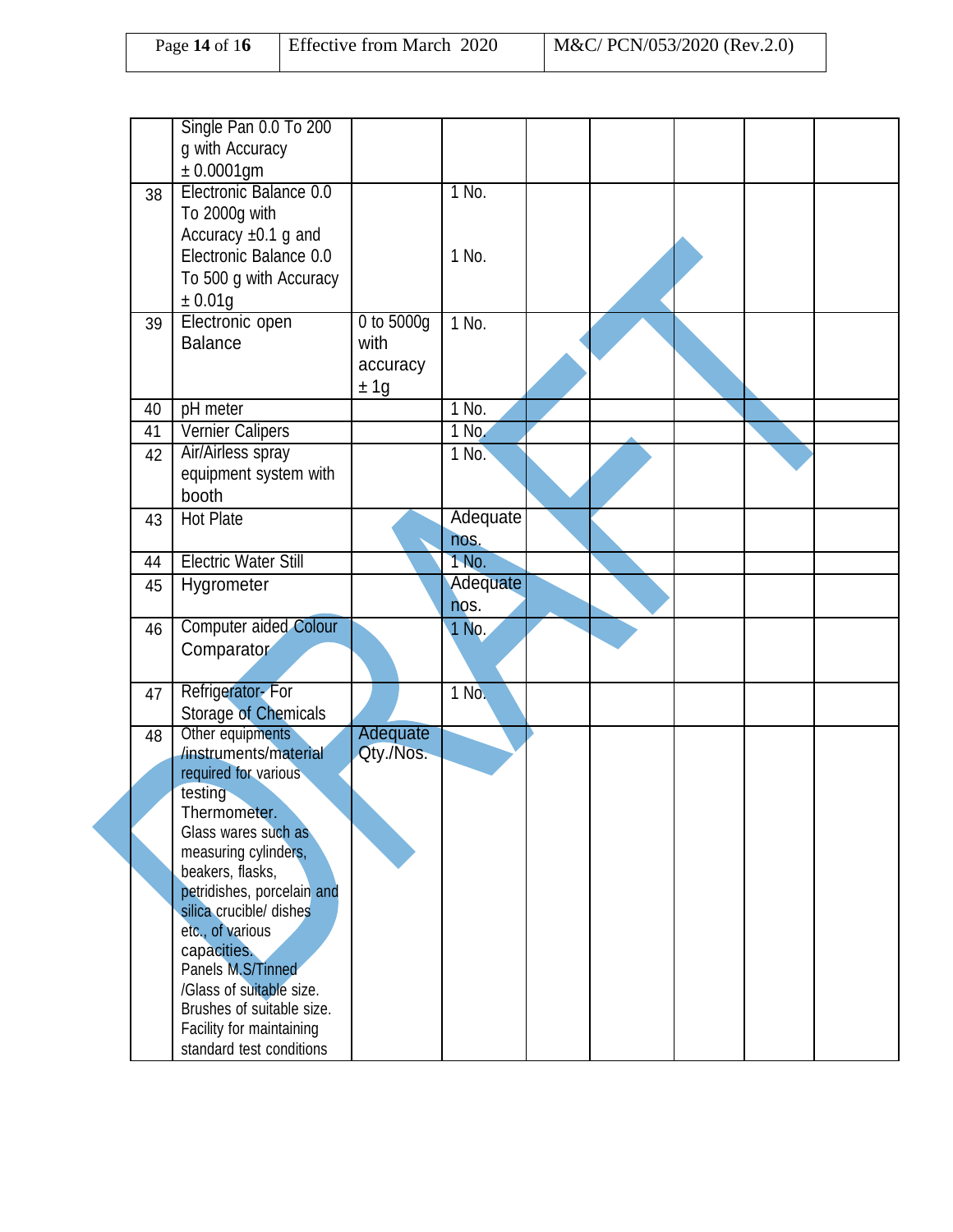|  |  |  |  |  |  |  |  |  |
|---|---|---|---|---|---|---|---|---|
|  | Single Pan 0.0 To 200 g with Accuracy ± 0.0001gm |  |  |  |  |  |  |  |
| 38 | Electronic Balance 0.0 To 2000g with Accuracy ±0.1 g and Electronic Balance 0.0 To 500 g with Accuracy ± 0.01g |  | 1 No.<br><br>1 No. |  |  |  |  |  |
| 39 | Electronic open Balance | 0 to 5000g with accuracy ± 1g | 1 No. |  |  |  |  |  |
| 40 | pH meter |  | 1 No. |  |  |  |  |  |
| 41 | Vernier Calipers |  | 1 No. |  |  |  |  |  |
| 42 | Air/Airless spray equipment system with booth |  | 1 No. |  |  |  |  |  |
| 43 | Hot Plate |  | Adequate nos. |  |  |  |  |  |
| 44 | Electric Water Still |  | 1 No. |  |  |  |  |  |
| 45 | Hygrometer |  | Adequate nos. |  |  |  |  |  |
| 46 | Computer aided Colour Comparator |  | 1 No. |  |  |  |  |  |
| 47 | Refrigerator- For Storage of Chemicals |  | 1 No. |  |  |  |  |  |
| 48 | Other equipments /instruments/material required for various testing<br>Thermometer.<br>Glass wares such as measuring cylinders, beakers, flasks, petridishes, porcelain and silica crucible/ dishes etc., of various capacities.<br>Panels M.S/Tinned /Glass of suitable size.<br>Brushes of suitable size.<br>Facility for maintaining standard test conditions | Adequate Qty./Nos. |  |  |  |  |  |  |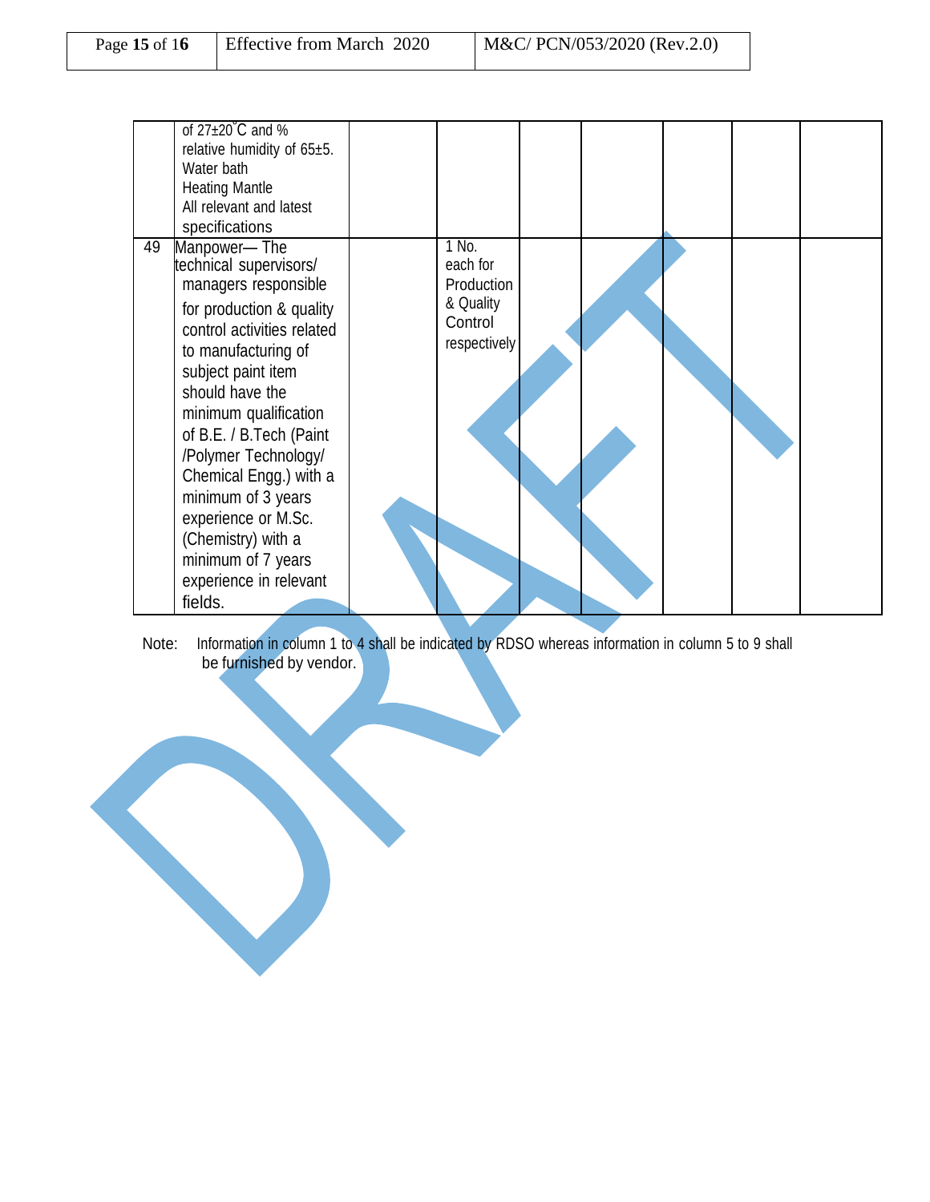| | | | | | | | | |
|---|---|---|---|---|---|---|---|---|
| | of 27±20˚C and % relative humidity of 65±5. Water bath Heating Mantle All relevant and latest specifications | | | | | | | |
| 49 | Manpower— The technical supervisors/ managers responsible for production & quality control activities related to manufacturing of subject paint item should have the minimum qualification of B.E. / B.Tech (Paint /Polymer Technology/ Chemical Engg.) with a minimum of 3 years experience or M.Sc. (Chemistry) with a minimum of 7 years experience in relevant fields. | | 1 No. each for Production & Quality Control respectively | | | | | |

Note: Information in column 1 to 4 shall be indicated by RDSO whereas information in column 5 to 9 shall be furnished by vendor.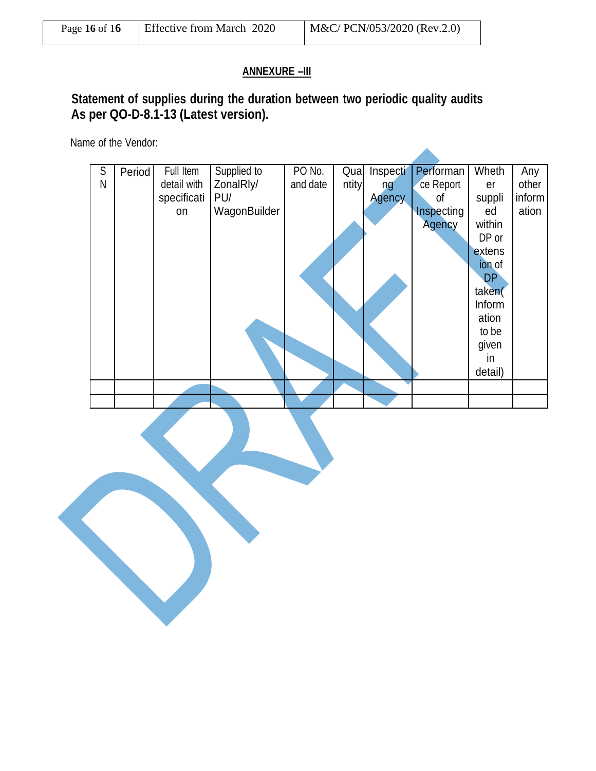## ANNEXURE –III

### Statement of supplies during the duration between two periodic quality audits As per QO-D-8.1-13 (Latest version).

Name of the Vendor:

| SN | Period | Full Item detail with specification | Supplied to ZonalRly/ PU/ WagonBuilder | PO No. and date | Quantity | Inspecting Agency | Performance Report of Inspecting Agency | Whether supplied within DP or extension of DP taken(Information to be given in detail) | Any other information |
|---|---|---|---|---|---|---|---|---|---|
| | | | | | | | | | |
| | | | | | | | | | |